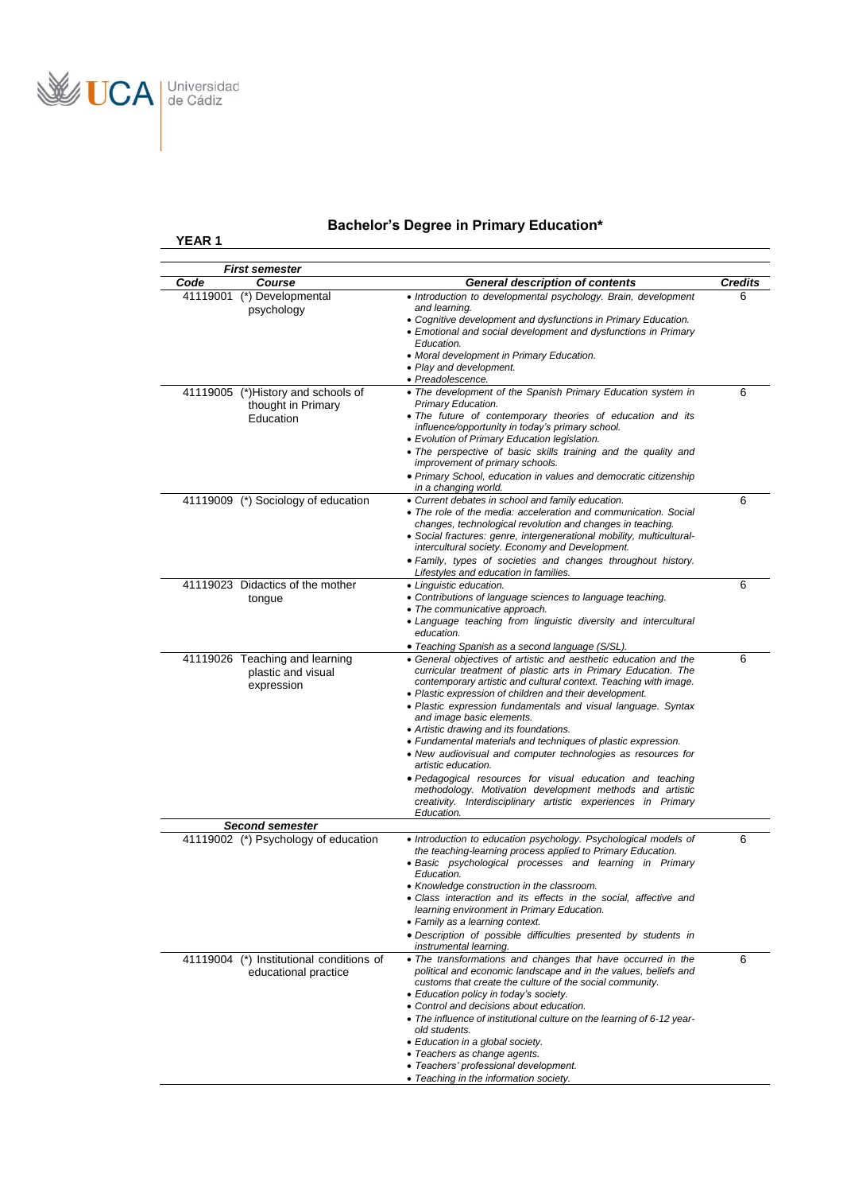# Bachelor's Degree in Primary Education*

**YEAR 1**

| Code | Course | General description of contents | Credits |
|---|---|---|---|
| ***First semester*** | | | |
| 41119001 | (*) Developmental psychology | • Introduction to developmental psychology. Brain, development and learning.<br>• Cognitive development and dysfunctions in Primary Education.<br>• Emotional and social development and dysfunctions in Primary Education.<br>• Moral development in Primary Education.<br>• Play and development.<br>• Preadolescence. | 6 |
| 41119005 | (*)History and schools of thought in Primary Education | • The development of the Spanish Primary Education system in Primary Education.<br>• The future of contemporary theories of education and its influence/opportunity in today's primary school.<br>• Evolution of Primary Education legislation.<br>• The perspective of basic skills training and the quality and improvement of primary schools.<br>• Primary School, education in values and democratic citizenship in a changing world. | 6 |
| 41119009 | (*) Sociology of education | • Current debates in school and family education.<br>• The role of the media: acceleration and communication. Social changes, technological revolution and changes in teaching.<br>• Social fractures: genre, intergenerational mobility, multicultural-intercultural society. Economy and Development.<br>• Family, types of societies and changes throughout history. Lifestyles and education in families. | 6 |
| 41119023 | Didactics of the mother tongue | • Linguistic education.<br>• Contributions of language sciences to language teaching.<br>• The communicative approach.<br>• Language teaching from linguistic diversity and intercultural education.<br>• Teaching Spanish as a second language (S/SL). | 6 |
| 41119026 | Teaching and learning plastic and visual expression | • General objectives of artistic and aesthetic education and the curricular treatment of plastic arts in Primary Education. The contemporary artistic and cultural context. Teaching with image.<br>• Plastic expression of children and their development.<br>• Plastic expression fundamentals and visual language. Syntax and image basic elements.<br>• Artistic drawing and its foundations.<br>• Fundamental materials and techniques of plastic expression.<br>• New audiovisual and computer technologies as resources for artistic education.<br>• Pedagogical resources for visual education and teaching methodology. Motivation development methods and artistic creativity. Interdisciplinary artistic experiences in Primary Education. | 6 |
| ***Second semester*** | | | |
| 41119002 | (*) Psychology of education | • Introduction to education psychology. Psychological models of the teaching-learning process applied to Primary Education.<br>• Basic psychological processes and learning in Primary Education.<br>• Knowledge construction in the classroom.<br>• Class interaction and its effects in the social, affective and learning environment in Primary Education.<br>• Family as a learning context.<br>• Description of possible difficulties presented by students in instrumental learning. | 6 |
| 41119004 | (*) Institutional conditions of educational practice | • The transformations and changes that have occurred in the political and economic landscape and in the values, beliefs and customs that create the culture of the social community.<br>• Education policy in today's society.<br>• Control and decisions about education.<br>• The influence of institutional culture on the learning of 6-12 year-old students.<br>• Education in a global society.<br>• Teachers as change agents.<br>• Teachers' professional development.<br>• Teaching in the information society. | 6 |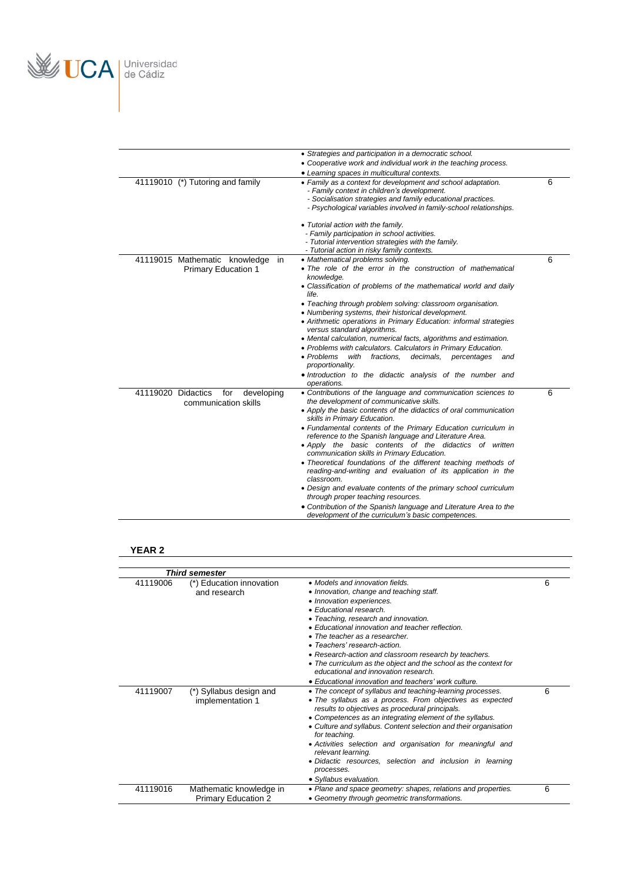| | | |
|---|---|---|
| | • Strategies and participation in a democratic school.<br>• Cooperative work and individual work in the teaching process.<br>• Learning spaces in multicultural contexts. | |
| 41119010 (*) Tutoring and family | • Family as a context for development and school adaptation.<br>- Family context in children's development.<br>- Socialisation strategies and family educational practices.<br>- Psychological variables involved in family-school relationships.<br><br>• Tutorial action with the family.<br>- Family participation in school activities.<br>- Tutorial intervention strategies with the family.<br>- Tutorial action in risky family contexts. | 6 |
| 41119015 Mathematic knowledge in Primary Education 1 | • Mathematical problems solving.<br>• The role of the error in the construction of mathematical knowledge.<br>• Classification of problems of the mathematical world and daily life.<br>• Teaching through problem solving: classroom organisation.<br>• Numbering systems, their historical development.<br>• Arithmetic operations in Primary Education: informal strategies versus standard algorithms.<br>• Mental calculation, numerical facts, algorithms and estimation.<br>• Problems with calculators. Calculators in Primary Education.<br>• Problems with fractions, decimals, percentages and proportionality.<br>• Introduction to the didactic analysis of the number and operations. | 6 |
| 41119020 Didactics for developing communication skills | • Contributions of the language and communication sciences to the development of communicative skills.<br>• Apply the basic contents of the didactics of oral communication skills in Primary Education.<br>• Fundamental contents of the Primary Education curriculum in reference to the Spanish language and Literature Area.<br>• Apply the basic contents of the didactics of written communication skills in Primary Education.<br>• Theoretical foundations of the different teaching methods of reading-and-writing and evaluation of its application in the classroom.<br>• Design and evaluate contents of the primary school curriculum through proper teaching resources.<br>• Contribution of the Spanish language and Literature Area to the development of the curriculum's basic competences. | 6 |

**YEAR 2**

| ***Third semester*** | | | |
|---|---|---|---|
| 41119006 | (*) Education innovation and research | • Models and innovation fields.<br>• Innovation, change and teaching staff.<br>• Innovation experiences.<br>• Educational research.<br>• Teaching, research and innovation.<br>• Educational innovation and teacher reflection.<br>• The teacher as a researcher.<br>• Teachers' research-action.<br>• Research-action and classroom research by teachers.<br>• The curriculum as the object and the school as the context for educational and innovation research.<br>• Educational innovation and teachers' work culture. | 6 |
| 41119007 | (*) Syllabus design and implementation 1 | • The concept of syllabus and teaching-learning processes.<br>• The syllabus as a process. From objectives as expected results to objectives as procedural principals.<br>• Competences as an integrating element of the syllabus.<br>• Culture and syllabus. Content selection and their organisation for teaching.<br>• Activities selection and organisation for meaningful and relevant learning.<br>• Didactic resources, selection and inclusion in learning processes.<br>• Syllabus evaluation. | 6 |
| 41119016 | Mathematic knowledge in Primary Education 2 | • Plane and space geometry: shapes, relations and properties.<br>• Geometry through geometric transformations. | 6 |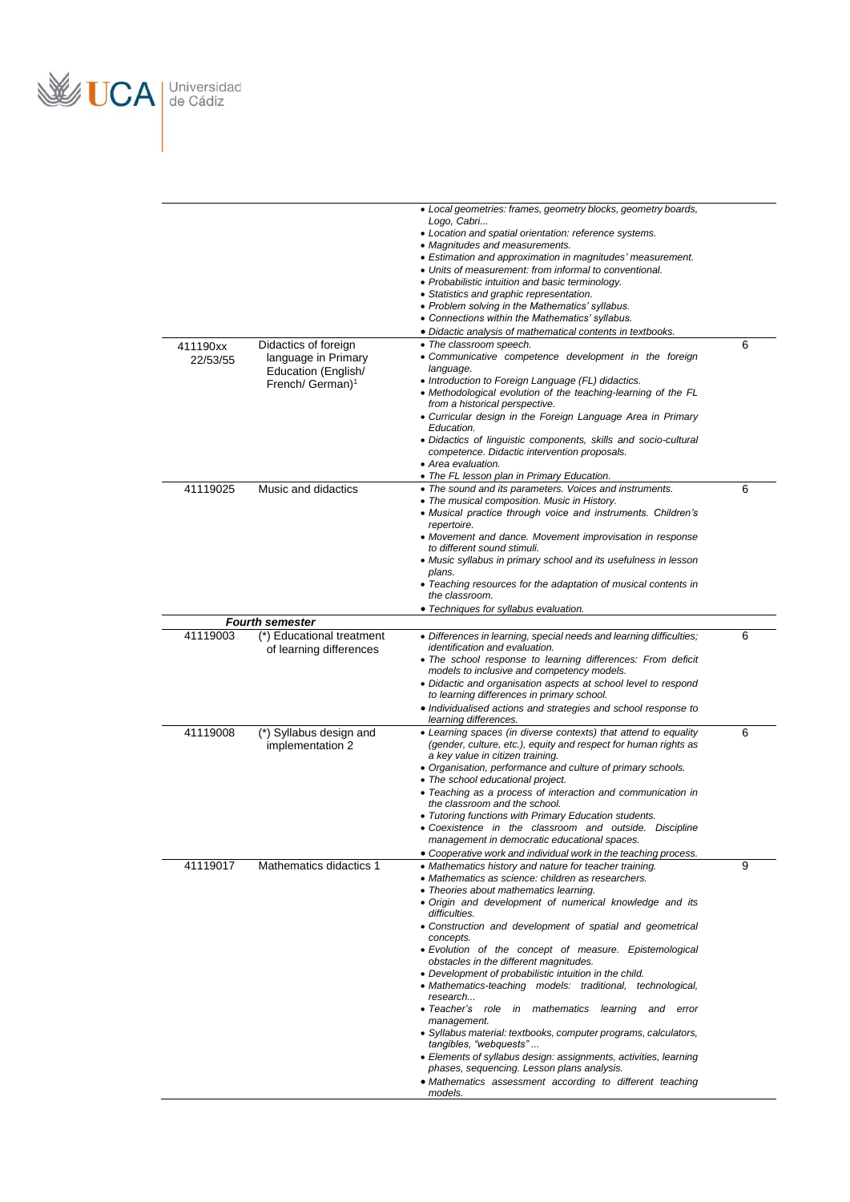| | | | |
|---|---|---|---|
| | | • *Local geometries: frames, geometry blocks, geometry boards, Logo, Cabri...*<br>• *Location and spatial orientation: reference systems.*<br>• *Magnitudes and measurements.*<br>• *Estimation and approximation in magnitudes' measurement.*<br>• *Units of measurement: from informal to conventional.*<br>• *Probabilistic intuition and basic terminology.*<br>• *Statistics and graphic representation.*<br>• *Problem solving in the Mathematics' syllabus.*<br>• *Connections within the Mathematics' syllabus.*<br>• *Didactic analysis of mathematical contents in textbooks.* | |
| 411190xx 22/53/55 | Didactics of foreign language in Primary Education (English/ French/ German)[1] | • *The classroom speech.*<br>• *Communicative competence development in the foreign language.*<br>• *Introduction to Foreign Language (FL) didactics.*<br>• *Methodological evolution of the teaching-learning of the FL from a historical perspective.*<br>• *Curricular design in the Foreign Language Area in Primary Education.*<br>• *Didactics of linguistic components, skills and socio-cultural competence. Didactic intervention proposals.*<br>• *Area evaluation.*<br>• *The FL lesson plan in Primary Education.* | 6 |
| 41119025 | Music and didactics | • *The sound and its parameters. Voices and instruments.*<br>• *The musical composition. Music in History.*<br>• *Musical practice through voice and instruments. Children's repertoire.*<br>• *Movement and dance. Movement improvisation in response to different sound stimuli.*<br>• *Music syllabus in primary school and its usefulness in lesson plans.*<br>• *Teaching resources for the adaptation of musical contents in the classroom.*<br>• *Techniques for syllabus evaluation.* | 6 |
| | ***Fourth semester*** | | |
| 41119003 | (*) Educational treatment of learning differences | • *Differences in learning, special needs and learning difficulties; identification and evaluation.*<br>• *The school response to learning differences: From deficit models to inclusive and competency models.*<br>• *Didactic and organisation aspects at school level to respond to learning differences in primary school.*<br>• *Individualised actions and strategies and school response to learning differences.* | 6 |
| 41119008 | (*) Syllabus design and implementation 2 | • *Learning spaces (in diverse contexts) that attend to equality (gender, culture, etc.), equity and respect for human rights as a key value in citizen training.*<br>• *Organisation, performance and culture of primary schools.*<br>• *The school educational project.*<br>• *Teaching as a process of interaction and communication in the classroom and the school.*<br>• *Tutoring functions with Primary Education students.*<br>• *Coexistence in the classroom and outside. Discipline management in democratic educational spaces.*<br>• *Cooperative work and individual work in the teaching process.* | 6 |
| 41119017 | Mathematics didactics 1 | • *Mathematics history and nature for teacher training.*<br>• *Mathematics as science: children as researchers.*<br>• *Theories about mathematics learning.*<br>• *Origin and development of numerical knowledge and its difficulties.*<br>• *Construction and development of spatial and geometrical concepts.*<br>• *Evolution of the concept of measure. Epistemological obstacles in the different magnitudes.*<br>• *Development of probabilistic intuition in the child.*<br>• *Mathematics-teaching models: traditional, technological, research...*<br>• *Teacher's role in mathematics learning and error management.*<br>• *Syllabus material: textbooks, computer programs, calculators, tangibles, "webquests"...*<br>• *Elements of syllabus design: assignments, activities, learning phases, sequencing. Lesson plans analysis.*<br>• *Mathematics assessment according to different teaching models.* | 9 |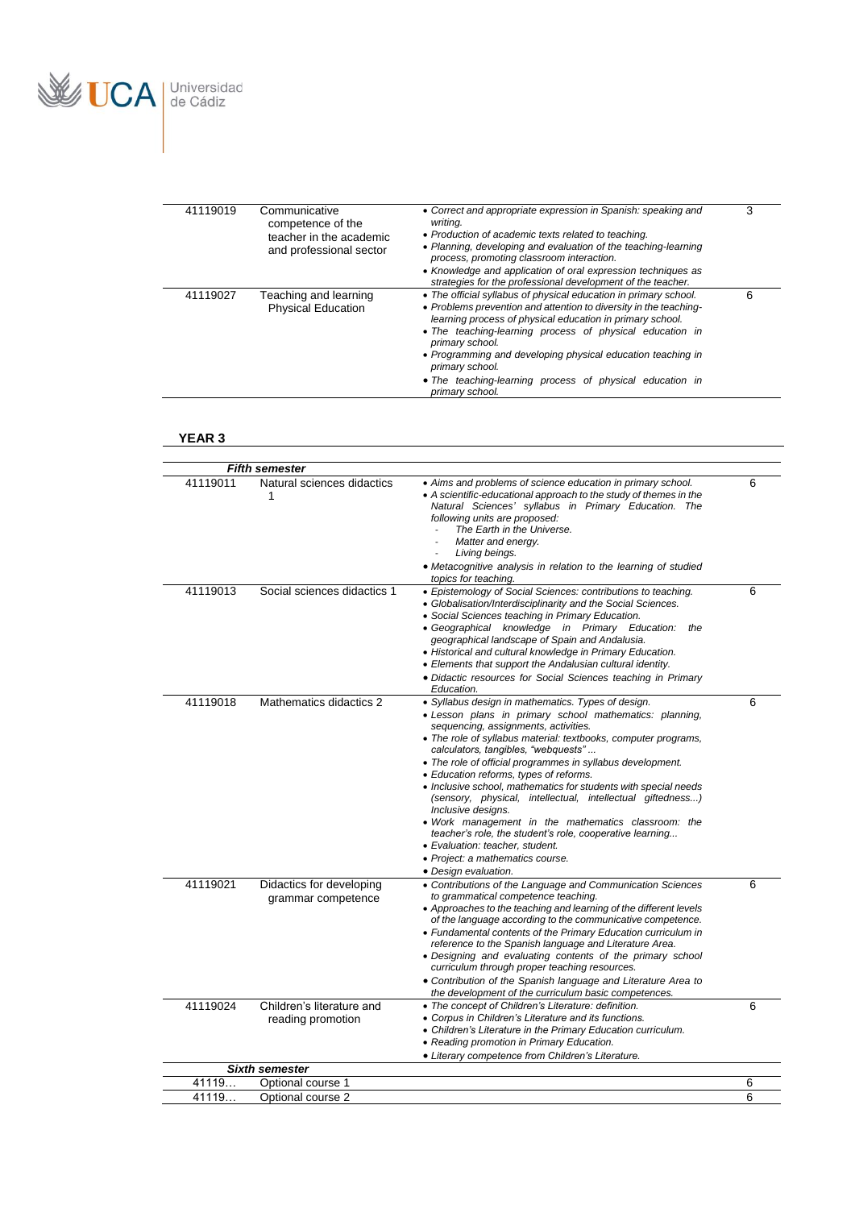| | | | |
|---|---|---|---|
| 41119019 | Communicative competence of the teacher in the academic and professional sector | • *Correct and appropriate expression in Spanish: speaking and writing.*<br>• *Production of academic texts related to teaching.*<br>• *Planning, developing and evaluation of the teaching-learning process, promoting classroom interaction.*<br>• *Knowledge and application of oral expression techniques as strategies for the professional development of the teacher.* | 3 |
| 41119027 | Teaching and learning Physical Education | • *The official syllabus of physical education in primary school.*<br>• *Problems prevention and attention to diversity in the teaching-learning process of physical education in primary school.*<br>• *The teaching-learning process of physical education in primary school.*<br>• *Programming and developing physical education teaching in primary school.*<br>• *The teaching-learning process of physical education in primary school.* | 6 |

**YEAR 3**

| | | | |
|---|---|---|---|
| | ***Fifth semester*** | | |
| 41119011 | Natural sciences didactics 1 | • *Aims and problems of science education in primary school.*<br>• *A scientific-educational approach to the study of themes in the Natural Sciences' syllabus in Primary Education. The following units are proposed:*<br>- *The Earth in the Universe.*<br>- *Matter and energy.*<br>- *Living beings.*<br>• *Metacognitive analysis in relation to the learning of studied topics for teaching.* | 6 |
| 41119013 | Social sciences didactics 1 | • *Epistemology of Social Sciences: contributions to teaching.*<br>• *Globalisation/Interdisciplinarity and the Social Sciences.*<br>• *Social Sciences teaching in Primary Education.*<br>• *Geographical knowledge in Primary Education: the geographical landscape of Spain and Andalusia.*<br>• *Historical and cultural knowledge in Primary Education.*<br>• *Elements that support the Andalusian cultural identity.*<br>• *Didactic resources for Social Sciences teaching in Primary Education.* | 6 |
| 41119018 | Mathematics didactics 2 | • *Syllabus design in mathematics. Types of design.*<br>• *Lesson plans in primary school mathematics: planning, sequencing, assignments, activities.*<br>• *The role of syllabus material: textbooks, computer programs, calculators, tangibles, "webquests" ...*<br>• *The role of official programmes in syllabus development.*<br>• *Education reforms, types of reforms.*<br>• *Inclusive school, mathematics for students with special needs (sensory, physical, intellectual, intellectual giftedness...) Inclusive designs.*<br>• *Work management in the mathematics classroom: the teacher's role, the student's role, cooperative learning...*<br>• *Evaluation: teacher, student.*<br>• *Project: a mathematics course.*<br>• *Design evaluation.* | 6 |
| 41119021 | Didactics for developing grammar competence | • *Contributions of the Language and Communication Sciences to grammatical competence teaching.*<br>• *Approaches to the teaching and learning of the different levels of the language according to the communicative competence.*<br>• *Fundamental contents of the Primary Education curriculum in reference to the Spanish language and Literature Area.*<br>• *Designing and evaluating contents of the primary school curriculum through proper teaching resources.*<br>• *Contribution of the Spanish language and Literature Area to the development of the curriculum basic competences.* | 6 |
| 41119024 | Children's literature and reading promotion | • *The concept of Children's Literature: definition.*<br>• *Corpus in Children's Literature and its functions.*<br>• *Children's Literature in the Primary Education curriculum.*<br>• *Reading promotion in Primary Education.*<br>• *Literary competence from Children's Literature.* | 6 |
| | ***Sixth semester*** | | |
| 41119… | Optional course 1 | | 6 |
| 41119… | Optional course 2 | | 6 |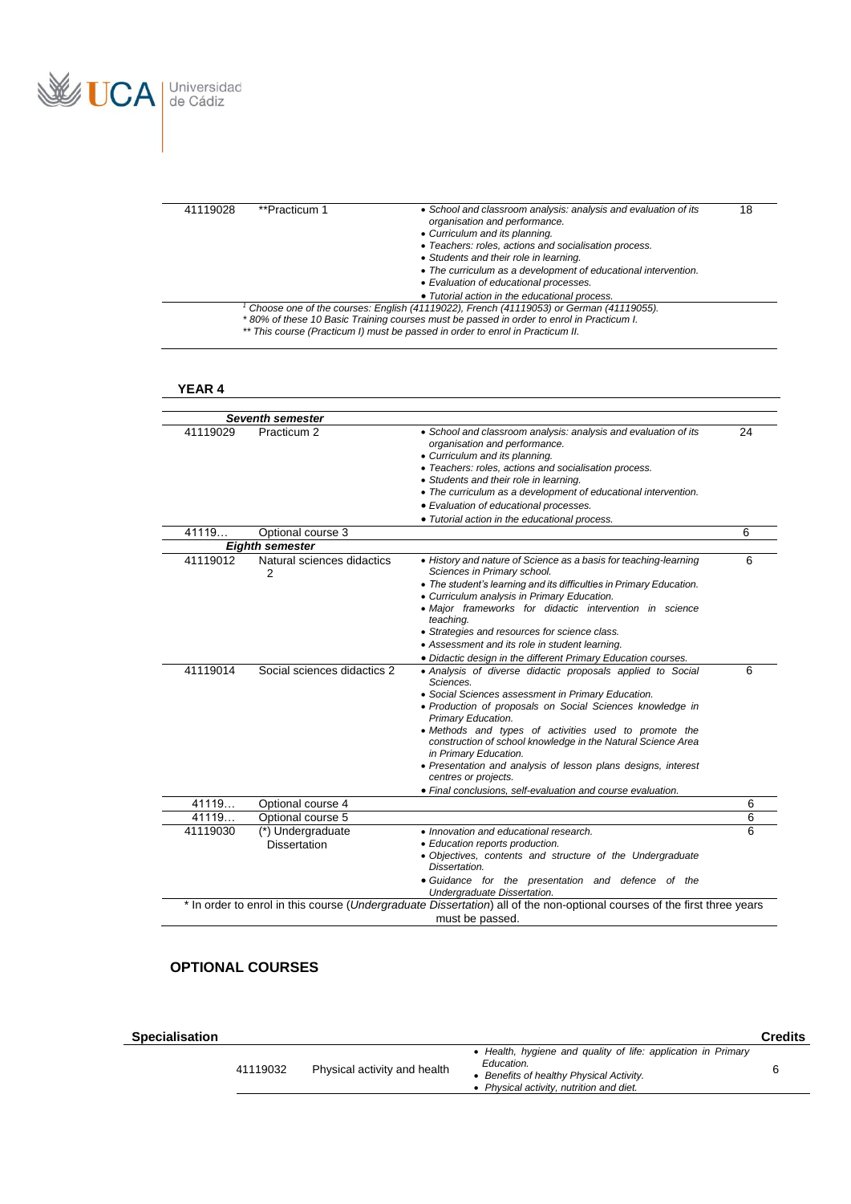| | | | |
|---|---|---|---|
| 41119028 | **Practicum 1 | • *School and classroom analysis: analysis and evaluation of its organisation and performance.*<br>• *Curriculum and its planning.*<br>• *Teachers: roles, actions and socialisation process.*<br>• *Students and their role in learning.*<br>• *The curriculum as a development of educational intervention.*<br>• *Evaluation of educational processes.*<br>• *Tutorial action in the educational process.* | 18 |

*[1] Choose one of the courses: English (41119022), French (41119053) or German (41119055).*
*\* 80% of these 10 Basic Training courses must be passed in order to enrol in Practicum I.*
*\*\* This course (Practicum I) must be passed in order to enrol in Practicum II.*

**YEAR 4**

| | | | |
|---|---|---|---|
| | ***Seventh semester*** | | |
| 41119029 | Practicum 2 | • *School and classroom analysis: analysis and evaluation of its organisation and performance.*<br>• *Curriculum and its planning.*<br>• *Teachers: roles, actions and socialisation process.*<br>• *Students and their role in learning.*<br>• *The curriculum as a development of educational intervention.*<br>• *Evaluation of educational processes.*<br>• *Tutorial action in the educational process.* | 24 |
| 41119… | Optional course 3 | | 6 |
| | ***Eighth semester*** | | |
| 41119012 | Natural sciences didactics 2 | • *History and nature of Science as a basis for teaching-learning Sciences in Primary school.*<br>• *The student's learning and its difficulties in Primary Education.*<br>• *Curriculum analysis in Primary Education.*<br>• *Major frameworks for didactic intervention in science teaching.*<br>• *Strategies and resources for science class.*<br>• *Assessment and its role in student learning.*<br>• *Didactic design in the different Primary Education courses.* | 6 |
| 41119014 | Social sciences didactics 2 | • *Analysis of diverse didactic proposals applied to Social Sciences.*<br>• *Social Sciences assessment in Primary Education.*<br>• *Production of proposals on Social Sciences knowledge in Primary Education.*<br>• *Methods and types of activities used to promote the construction of school knowledge in the Natural Science Area in Primary Education.*<br>• *Presentation and analysis of lesson plans designs, interest centres or projects.*<br>• *Final conclusions, self-evaluation and course evaluation.* | 6 |
| 41119… | Optional course 4 | | 6 |
| 41119… | Optional course 5 | | 6 |
| 41119030 | (*) Undergraduate Dissertation | • *Innovation and educational research.*<br>• *Education reports production.*<br>• *Objectives, contents and structure of the Undergraduate Dissertation.*<br>• *Guidance for the presentation and defence of the Undergraduate Dissertation.* | 6 |

\* In order to enrol in this course (*Undergraduate Dissertation*) all of the non-optional courses of the first three years must be passed.

**OPTIONAL COURSES**

| Specialisation | | | | Credits |
|---|---|---|---|---|
| | 41119032 | Physical activity and health | • *Health, hygiene and quality of life: application in Primary Education.*<br>• *Benefits of healthy Physical Activity.*<br>• *Physical activity, nutrition and diet.* | 6 |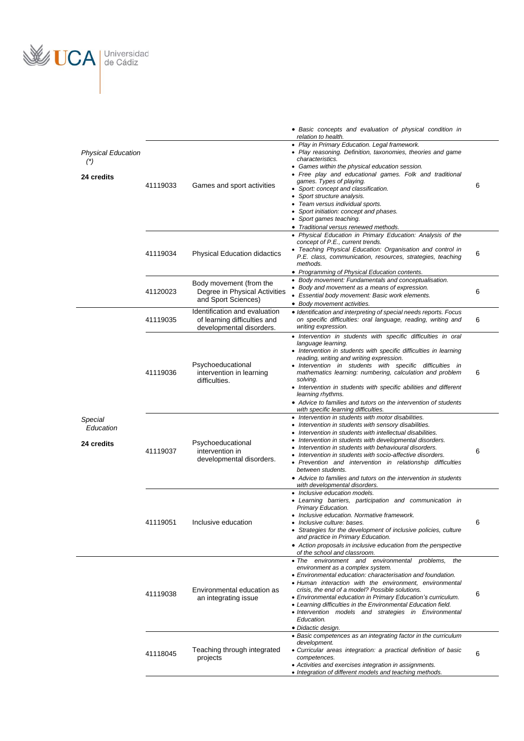| | | | | |
|---|---|---|---|---|
| | | | • *Basic concepts and evaluation of physical condition in relation to health.* | |
| *Physical Education (*)*<br><br>**24 credits** | 41119033 | Games and sport activities | • *Play in Primary Education. Legal framework.*<br>• *Play reasoning. Definition, taxonomies, theories and game characteristics.*<br>• *Games within the physical education session.*<br>• *Free play and educational games. Folk and traditional games. Types of playing.*<br>• *Sport: concept and classification.*<br>• *Sport structure analysis.*<br>• *Team versus individual sports.*<br>• *Sport initiation: concept and phases.*<br>• *Sport games teaching.*<br>• *Traditional versus renewed methods.* | 6 |
| | 41119034 | Physical Education didactics | • *Physical Education in Primary Education: Analysis of the concept of P.E., current trends.*<br>• *Teaching Physical Education: Organisation and control in P.E. class, communication, resources, strategies, teaching methods.*<br>• *Programming of Physical Education contents.* | 6 |
| | 41120023 | Body movement (from the Degree in Physical Activities and Sport Sciences) | • *Body movement: Fundamentals and conceptualisation.*<br>• *Body and movement as a means of expression.*<br>• *Essential body movement: Basic work elements.*<br>• *Body movement activities.* | 6 |
| *Special Education*<br><br>**24 credits** | 41119035 | Identification and evaluation of learning difficulties and developmental disorders. | • *Identification and interpreting of special needs reports. Focus on specific difficulties: oral language, reading, writing and writing expression.* | 6 |
| | 41119036 | Psychoeducational intervention in learning difficulties. | • *Intervention in students with specific difficulties in oral language learning.*<br>• *Intervention in students with specific difficulties in learning reading, writing and writing expression.*<br>• *Intervention in students with specific difficulties in mathematics learning: numbering, calculation and problem solving.*<br>• *Intervention in students with specific abilities and different learning rhythms.*<br>• *Advice to families and tutors on the intervention of students with specific learning difficulties.* | 6 |
| | 41119037 | Psychoeducational intervention in developmental disorders. | • *Intervention in students with motor disabilities.*<br>• *Intervention in students with sensory disabilities.*<br>• *Intervention in students with intellectual disabilities.*<br>• *Intervention in students with developmental disorders.*<br>• *Intervention in students with behavioural disorders.*<br>• *Intervention in students with socio-affective disorders.*<br>• *Prevention and intervention in relationship difficulties between students.*<br>• *Advice to families and tutors on the intervention in students with developmental disorders.* | 6 |
| | 41119051 | Inclusive education | • *Inclusive education models.*<br>• *Learning barriers, participation and communication in Primary Education.*<br>• *Inclusive education. Normative framework.*<br>• *Inclusive culture: bases.*<br>• *Strategies for the development of inclusive policies, culture and practice in Primary Education.*<br>• *Action proposals in inclusive education from the perspective of the school and classroom.* | 6 |
| | 41119038 | Environmental education as an integrating issue | • *The environment and environmental problems, the environment as a complex system.*<br>• *Environmental education: characterisation and foundation.*<br>• *Human interaction with the environment, environmental crisis, the end of a model? Possible solutions.*<br>• *Environmental education in Primary Education's curriculum.*<br>• *Learning difficulties in the Environmental Education field.*<br>• *Intervention models and strategies in Environmental Education.*<br>• *Didactic design.* | 6 |
| | 41118045 | Teaching through integrated projects | • *Basic competences as an integrating factor in the curriculum development.*<br>• *Curricular areas integration: a practical definition of basic competences.*<br>• *Activities and exercises integration in assignments.*<br>• *Integration of different models and teaching methods.* | 6 |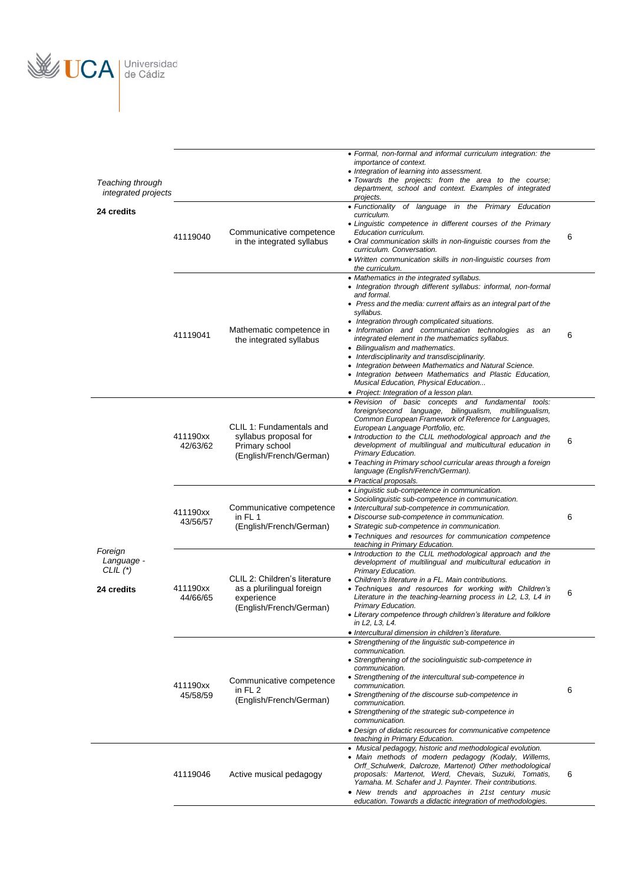| | | | | |
|---|---|---|---|---|
| *Teaching through integrated projects*<br><br>**24 credits** | | | • *Formal, non-formal and informal curriculum integration: the importance of context.*<br>• *Integration of learning into assessment.*<br>• *Towards the projects: from the area to the course; department, school and context. Examples of integrated projects.* | |
| | 41119040 | Communicative competence in the integrated syllabus | • *Functionality of language in the Primary Education curriculum.*<br>• *Linguistic competence in different courses of the Primary Education curriculum.*<br>• *Oral communication skills in non-linguistic courses from the curriculum. Conversation.*<br>• *Written communication skills in non-linguistic courses from the curriculum.* | 6 |
| | 41119041 | Mathematic competence in the integrated syllabus | • *Mathematics in the integrated syllabus.*<br>• *Integration through different syllabus: informal, non-formal and formal.*<br>• *Press and the media: current affairs as an integral part of the syllabus.*<br>• *Integration through complicated situations.*<br>• *Information and communication technologies as an integrated element in the mathematics syllabus.*<br>• *Bilingualism and mathematics.*<br>• *Interdisciplinarity and transdisciplinarity.*<br>• *Integration between Mathematics and Natural Science.*<br>• *Integration between Mathematics and Plastic Education, Musical Education, Physical Education...*<br>• *Project: Integration of a lesson plan.* | 6 |
| *Foreign Language - CLIL (\*)*<br><br>**24 credits** | 411190xx 42/63/62 | CLIL 1: Fundamentals and syllabus proposal for Primary school (English/French/German) | • *Revision of basic concepts and fundamental tools: foreign/second language, bilingualism, multilingualism, Common European Framework of Reference for Languages, European Language Portfolio, etc.*<br>• *Introduction to the CLIL methodological approach and the development of multilingual and multicultural education in Primary Education.*<br>• *Teaching in Primary school curricular areas through a foreign language (English/French/German).*<br>• *Practical proposals.* | 6 |
| | 411190xx 43/56/57 | Communicative competence in FL 1 (English/French/German) | • *Linguistic sub-competence in communication.*<br>• *Sociolinguistic sub-competence in communication.*<br>• *Intercultural sub-competence in communication.*<br>• *Discourse sub-competence in communication.*<br>• *Strategic sub-competence in communication.*<br>• *Techniques and resources for communication competence teaching in Primary Education.* | 6 |
| | 411190xx 44/66/65 | CLIL 2: Children's literature as a plurilingual foreign experience (English/French/German) | • *Introduction to the CLIL methodological approach and the development of multilingual and multicultural education in Primary Education.*<br>• *Children's literature in a FL. Main contributions.*<br>• *Techniques and resources for working with Children's Literature in the teaching-learning process in L2, L3, L4 in Primary Education.*<br>• *Literary competence through children's literature and folklore in L2, L3, L4.*<br>• *Intercultural dimension in children's literature.* | 6 |
| | 411190xx 45/58/59 | Communicative competence in FL 2 (English/French/German) | • *Strengthening of the linguistic sub-competence in communication.*<br>• *Strengthening of the sociolinguistic sub-competence in communication.*<br>• *Strengthening of the intercultural sub-competence in communication.*<br>• *Strengthening of the discourse sub-competence in communication.*<br>• *Strengthening of the strategic sub-competence in communication.*<br>• *Design of didactic resources for communicative competence teaching in Primary Education.* | 6 |
| | 41119046 | Active musical pedagogy | • *Musical pedagogy, historic and methodological evolution.*<br>• *Main methods of modern pedagogy (Kodaly, Willems, Orff_Schulwerk, Dalcroze, Martenot) Other methodological proposals: Martenot, Werd, Chevais, Suzuki, Tomatis, Yamaha. M. Schafer and J. Paynter. Their contributions.*<br>• *New trends and approaches in 21st century music education. Towards a didactic integration of methodologies.* | 6 |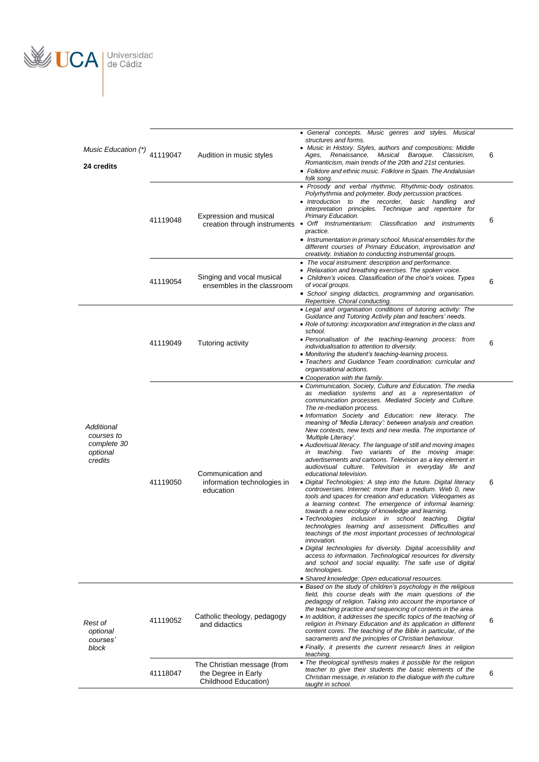| | | | | |
|---|---|---|---|---|
| *Music Education (\*)*<br><br>**24 credits** | 41119047 | Audition in music styles | • *General concepts. Music genres and styles. Musical structures and forms.*<br>• *Music in History. Styles, authors and compositions: Middle Ages, Renaissance, Musical Baroque. Classicism, Romanticism, main trends of the 20th and 21st centuries.*<br>• *Folklore and ethnic music. Folklore in Spain. The Andalusian folk song.* | 6 |
| | 41119048 | Expression and musical creation through instruments | • *Prosody and verbal rhythmic. Rhythmic-body ostinatos. Polyrhythmia and polymeter. Body percussion practices.*<br>• *Introduction to the recorder, basic handling and interpretation principles. Technique and repertoire for Primary Education.*<br>• *Orff Instrumentarium: Classification and instruments practice.*<br>• *Instrumentation in primary school. Musical ensembles for the different courses of Primary Education, improvisation and creativity. Initiation to conducting instrumental groups.* | 6 |
| | 41119054 | Singing and vocal musical ensembles in the classroom | • *The vocal instrument: description and performance.*<br>• *Relaxation and breathing exercises. The spoken voice.*<br>• *Children's voices. Classification of the choir's voices. Types of vocal groups.*<br>• *School singing didactics, programming and organisation. Repertoire. Choral conducting.* | 6 |
| *Additional courses to complete 30 optional credits* | 41119049 | Tutoring activity | • *Legal and organisation conditions of tutoring activity: The Guidance and Tutoring Activity plan and teachers' needs.*<br>• *Role of tutoring: incorporation and integration in the class and school.*<br>• *Personalisation of the teaching-learning process: from individualisation to attention to diversity.*<br>• *Monitoring the student's teaching-learning process.*<br>• *Teachers and Guidance Team coordination: curricular and organisational actions.*<br>• *Cooperation with the family.* | 6 |
| | 41119050 | Communication and information technologies in education | • *Communication, Society, Culture and Education. The media as mediation systems and as a representation of communication processes. Mediated Society and Culture. The re-mediation process.*<br>• *Information Society and Education: new literacy. The meaning of 'Media Literacy': between analysis and creation. New contexts, new texts and new media. The importance of 'Multiple Literacy'.*<br>• *Audiovisual literacy. The language of still and moving images in teaching. Two variants of the moving image: advertisements and cartoons. Television as a key element in audiovisual culture. Television in everyday life and educational television.*<br>• *Digital Technologies: A step into the future. Digital literacy controversies. Internet: more than a medium. Web 0, new tools and spaces for creation and education. Videogames as a learning context. The emergence of informal learning: towards a new ecology of knowledge and learning.*<br>• *Technologies inclusion in school teaching. Digital technologies learning and assessment. Difficulties and teachings of the most important processes of technological innovation.*<br>• *Digital technologies for diversity. Digital accessibility and access to information. Technological resources for diversity and school and social equality. The safe use of digital technologies.*<br>• *Shared knowledge: Open educational resources.* | 6 |
| *Rest of optional courses' block* | 41119052 | Catholic theology, pedagogy and didactics | • *Based on the study of children's psychology in the religious field, this course deals with the main questions of the pedagogy of religion. Taking into account the importance of the teaching practice and sequencing of contents in the area.*<br>• *In addition, it addresses the specific topics of the teaching of religion in Primary Education and its application in different content cores. The teaching of the Bible in particular, of the sacraments and the principles of Christian behaviour.*<br>• *Finally, it presents the current research lines in religion teaching.* | 6 |
| | 41118047 | The Christian message (from the Degree in Early Childhood Education) | • *The theological synthesis makes it possible for the religion teacher to give their students the basic elements of the Christian message, in relation to the dialogue with the culture taught in school.* | 6 |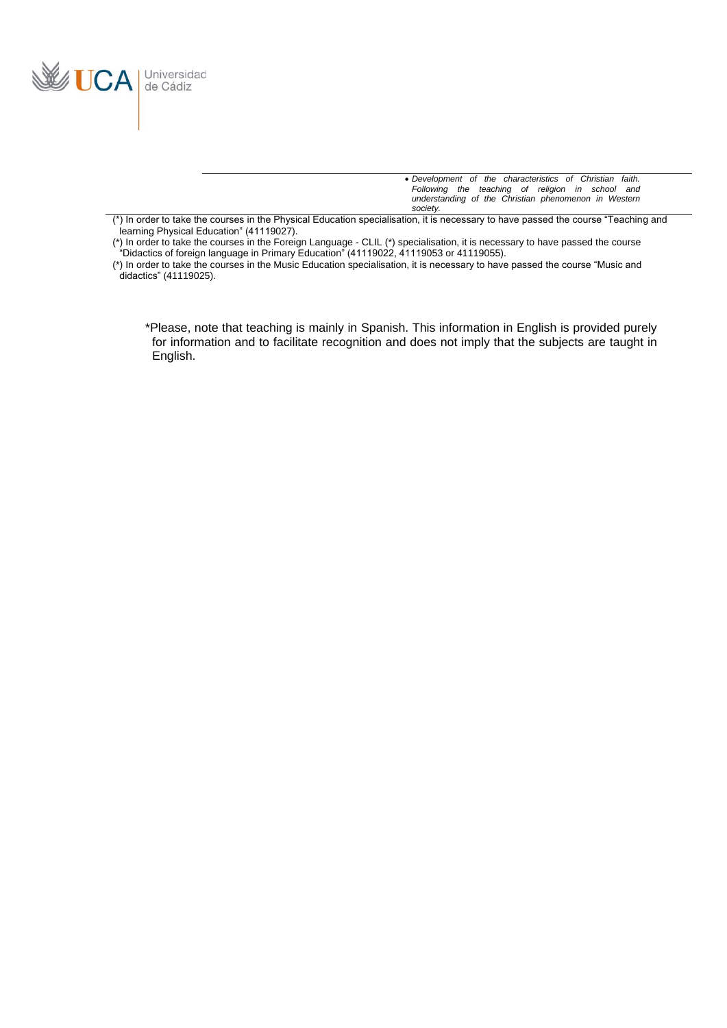| | |
|---|---|
| | • *Development of the characteristics of Christian faith. Following the teaching of religion in school and understanding of the Christian phenomenon in Western society.* |

(*) In order to take the courses in the Physical Education specialisation, it is necessary to have passed the course "Teaching and learning Physical Education" (41119027).

(*) In order to take the courses in the Foreign Language - CLIL (*) specialisation, it is necessary to have passed the course "Didactics of foreign language in Primary Education" (41119022, 41119053 or 41119055).

(*) In order to take the courses in the Music Education specialisation, it is necessary to have passed the course "Music and didactics" (41119025).

*Please, note that teaching is mainly in Spanish. This information in English is provided purely for information and to facilitate recognition and does not imply that the subjects are taught in English.